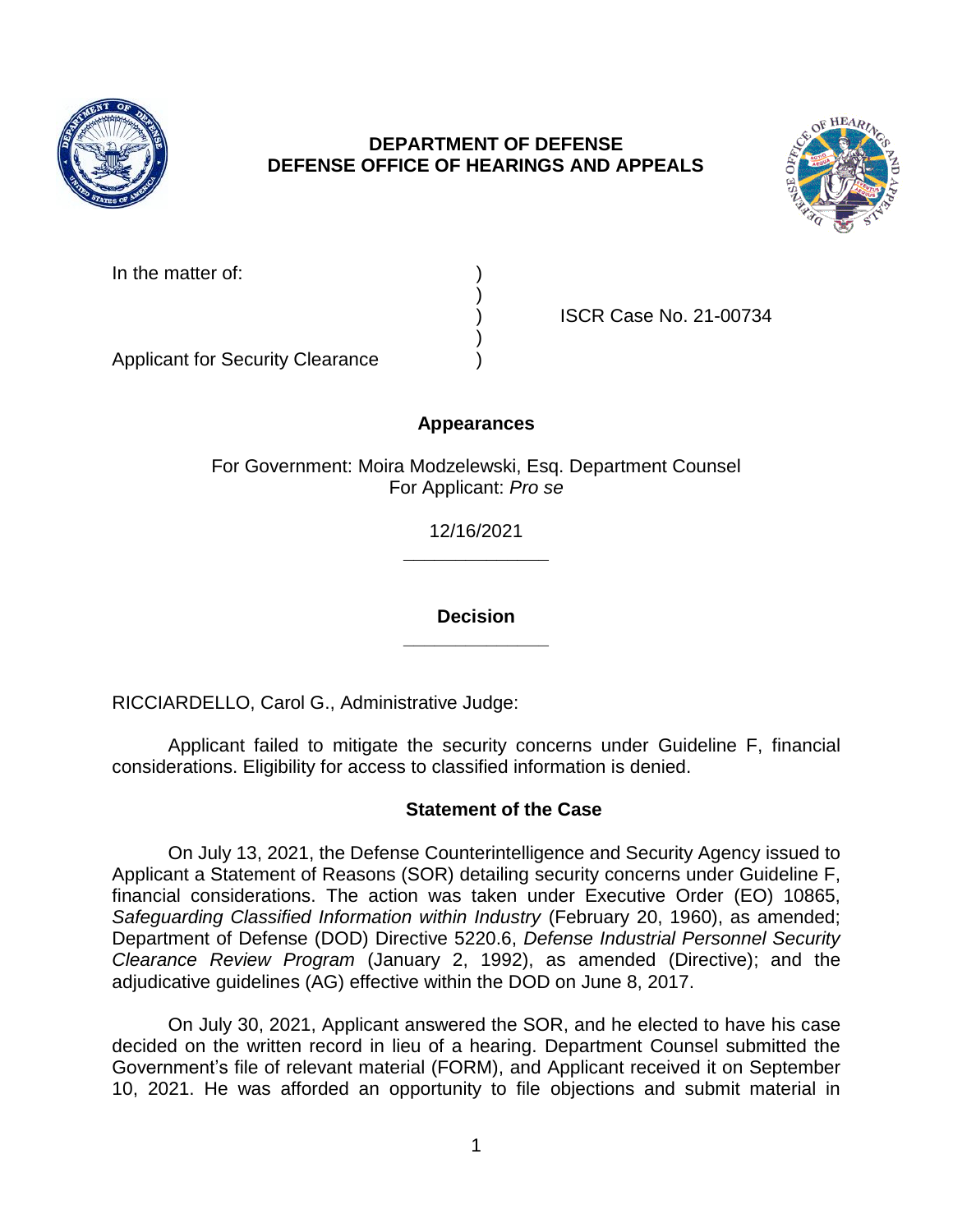**DEPARTMENT OF DEFENSE**
**DEFENSE OFFICE OF HEARINGS AND APPEALS**

| | | |
|---|---|---|
| In the matter of: | ) | |
| | ) | |
| | ) | ISCR Case No. 21-00734 |
| | ) | |
| Applicant for Security Clearance | ) | |

**Appearances**

For Government: Moira Modzelewski, Esq. Department Counsel
For Applicant: *Pro se*

12/16/2021

______________

**Decision**

______________

RICCIARDELLO, Carol G., Administrative Judge:

Applicant failed to mitigate the security concerns under Guideline F, financial considerations. Eligibility for access to classified information is denied.

## Statement of the Case

On July 13, 2021, the Defense Counterintelligence and Security Agency issued to Applicant a Statement of Reasons (SOR) detailing security concerns under Guideline F, financial considerations. The action was taken under Executive Order (EO) 10865, *Safeguarding Classified Information within Industry* (February 20, 1960), as amended; Department of Defense (DOD) Directive 5220.6, *Defense Industrial Personnel Security Clearance Review Program* (January 2, 1992), as amended (Directive); and the adjudicative guidelines (AG) effective within the DOD on June 8, 2017.

On July 30, 2021, Applicant answered the SOR, and he elected to have his case decided on the written record in lieu of a hearing. Department Counsel submitted the Government's file of relevant material (FORM), and Applicant received it on September 10, 2021. He was afforded an opportunity to file objections and submit material in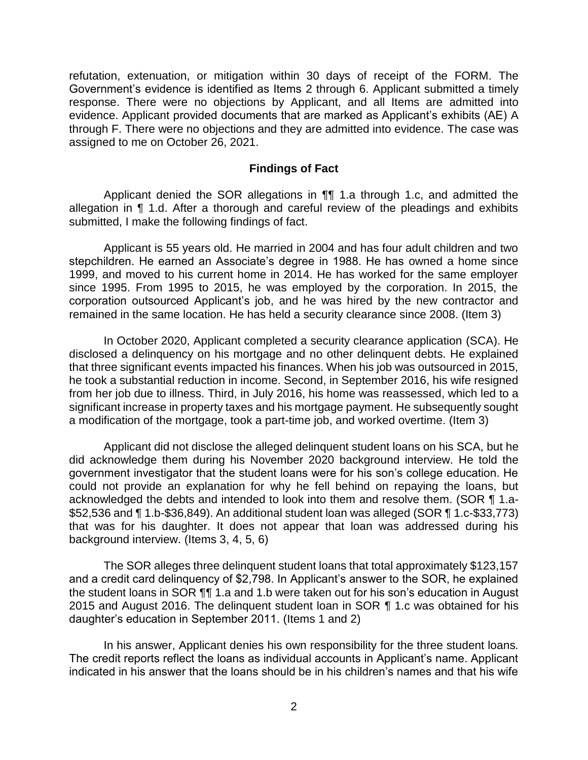refutation, extenuation, or mitigation within 30 days of receipt of the FORM. The Government's evidence is identified as Items 2 through 6. Applicant submitted a timely response. There were no objections by Applicant, and all Items are admitted into evidence. Applicant provided documents that are marked as Applicant's exhibits (AE) A through F. There were no objections and they are admitted into evidence. The case was assigned to me on October 26, 2021.

## Findings of Fact

Applicant denied the SOR allegations in ¶¶ 1.a through 1.c, and admitted the allegation in ¶ 1.d. After a thorough and careful review of the pleadings and exhibits submitted, I make the following findings of fact.

Applicant is 55 years old. He married in 2004 and has four adult children and two stepchildren. He earned an Associate's degree in 1988. He has owned a home since 1999, and moved to his current home in 2014. He has worked for the same employer since 1995. From 1995 to 2015, he was employed by the corporation. In 2015, the corporation outsourced Applicant's job, and he was hired by the new contractor and remained in the same location. He has held a security clearance since 2008. (Item 3)

In October 2020, Applicant completed a security clearance application (SCA). He disclosed a delinquency on his mortgage and no other delinquent debts. He explained that three significant events impacted his finances. When his job was outsourced in 2015, he took a substantial reduction in income. Second, in September 2016, his wife resigned from her job due to illness. Third, in July 2016, his home was reassessed, which led to a significant increase in property taxes and his mortgage payment. He subsequently sought a modification of the mortgage, took a part-time job, and worked overtime. (Item 3)

Applicant did not disclose the alleged delinquent student loans on his SCA, but he did acknowledge them during his November 2020 background interview. He told the government investigator that the student loans were for his son's college education. He could not provide an explanation for why he fell behind on repaying the loans, but acknowledged the debts and intended to look into them and resolve them. (SOR ¶ 1.a-$52,536 and ¶ 1.b-$36,849). An additional student loan was alleged (SOR ¶ 1.c-$33,773) that was for his daughter. It does not appear that loan was addressed during his background interview. (Items 3, 4, 5, 6)

The SOR alleges three delinquent student loans that total approximately $123,157 and a credit card delinquency of $2,798. In Applicant's answer to the SOR, he explained the student loans in SOR ¶¶ 1.a and 1.b were taken out for his son's education in August 2015 and August 2016. The delinquent student loan in SOR ¶ 1.c was obtained for his daughter's education in September 2011. (Items 1 and 2)

In his answer, Applicant denies his own responsibility for the three student loans. The credit reports reflect the loans as individual accounts in Applicant's name. Applicant indicated in his answer that the loans should be in his children's names and that his wife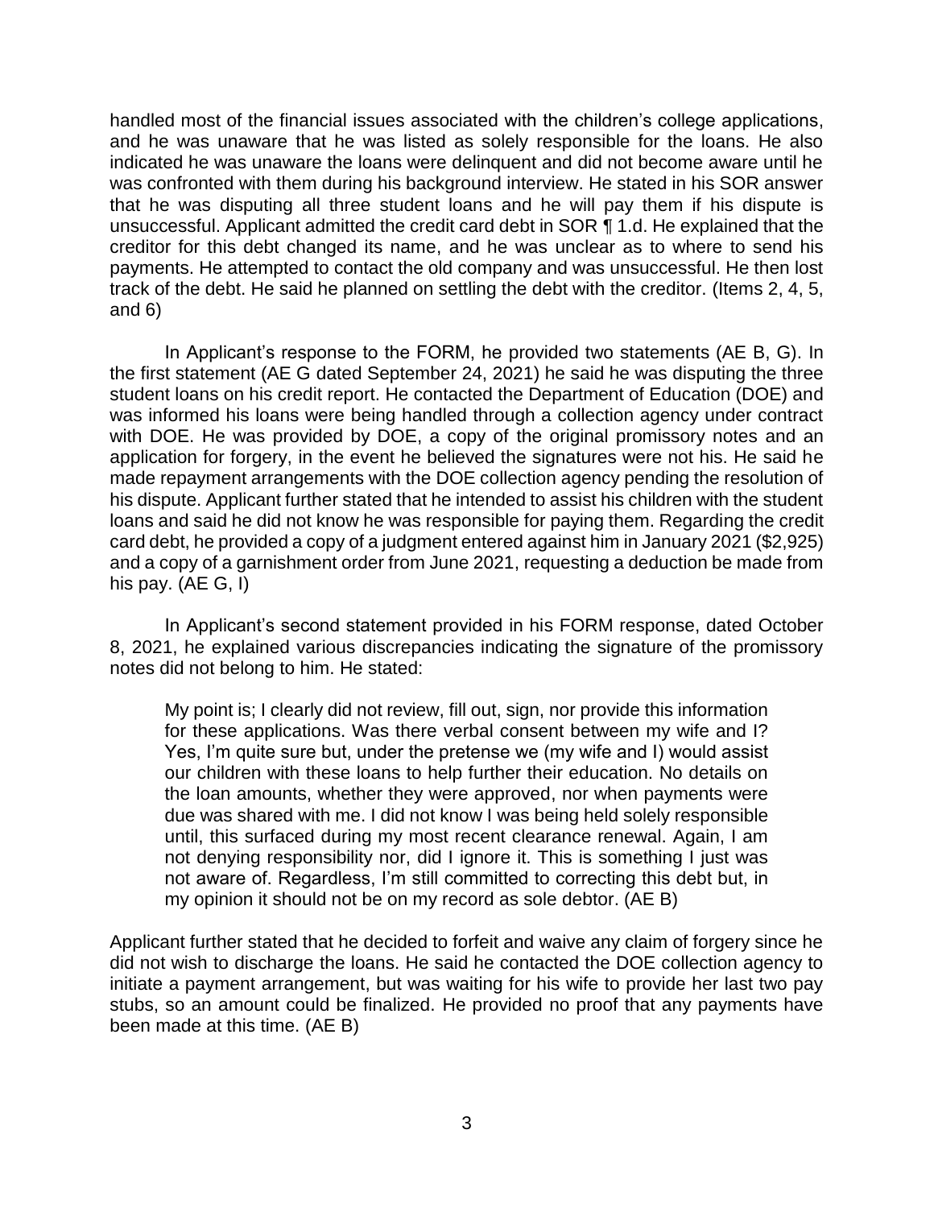handled most of the financial issues associated with the children's college applications, and he was unaware that he was listed as solely responsible for the loans. He also indicated he was unaware the loans were delinquent and did not become aware until he was confronted with them during his background interview. He stated in his SOR answer that he was disputing all three student loans and he will pay them if his dispute is unsuccessful. Applicant admitted the credit card debt in SOR ¶ 1.d. He explained that the creditor for this debt changed its name, and he was unclear as to where to send his payments. He attempted to contact the old company and was unsuccessful. He then lost track of the debt. He said he planned on settling the debt with the creditor. (Items 2, 4, 5, and 6)

In Applicant's response to the FORM, he provided two statements (AE B, G). In the first statement (AE G dated September 24, 2021) he said he was disputing the three student loans on his credit report. He contacted the Department of Education (DOE) and was informed his loans were being handled through a collection agency under contract with DOE. He was provided by DOE, a copy of the original promissory notes and an application for forgery, in the event he believed the signatures were not his. He said he made repayment arrangements with the DOE collection agency pending the resolution of his dispute. Applicant further stated that he intended to assist his children with the student loans and said he did not know he was responsible for paying them. Regarding the credit card debt, he provided a copy of a judgment entered against him in January 2021 ($2,925) and a copy of a garnishment order from June 2021, requesting a deduction be made from his pay. (AE G, I)

In Applicant's second statement provided in his FORM response, dated October 8, 2021, he explained various discrepancies indicating the signature of the promissory notes did not belong to him. He stated:

> My point is; I clearly did not review, fill out, sign, nor provide this information for these applications. Was there verbal consent between my wife and I? Yes, I'm quite sure but, under the pretense we (my wife and I) would assist our children with these loans to help further their education. No details on the loan amounts, whether they were approved, nor when payments were due was shared with me. I did not know I was being held solely responsible until, this surfaced during my most recent clearance renewal. Again, I am not denying responsibility nor, did I ignore it. This is something I just was not aware of. Regardless, I'm still committed to correcting this debt but, in my opinion it should not be on my record as sole debtor. (AE B)

Applicant further stated that he decided to forfeit and waive any claim of forgery since he did not wish to discharge the loans. He said he contacted the DOE collection agency to initiate a payment arrangement, but was waiting for his wife to provide her last two pay stubs, so an amount could be finalized. He provided no proof that any payments have been made at this time. (AE B)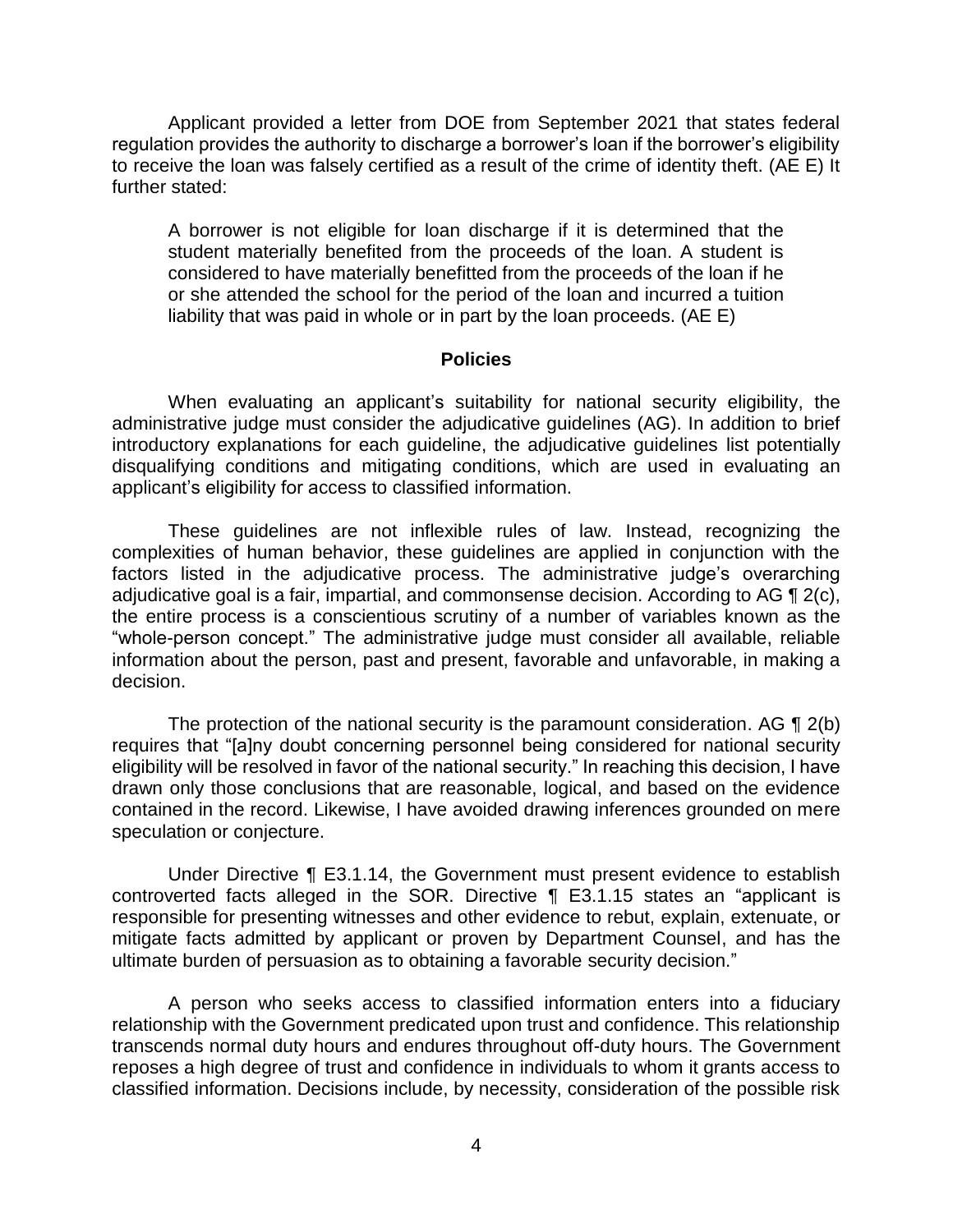Applicant provided a letter from DOE from September 2021 that states federal regulation provides the authority to discharge a borrower's loan if the borrower's eligibility to receive the loan was falsely certified as a result of the crime of identity theft. (AE E) It further stated:

> A borrower is not eligible for loan discharge if it is determined that the student materially benefited from the proceeds of the loan. A student is considered to have materially benefitted from the proceeds of the loan if he or she attended the school for the period of the loan and incurred a tuition liability that was paid in whole or in part by the loan proceeds. (AE E)

## Policies

When evaluating an applicant's suitability for national security eligibility, the administrative judge must consider the adjudicative guidelines (AG). In addition to brief introductory explanations for each guideline, the adjudicative guidelines list potentially disqualifying conditions and mitigating conditions, which are used in evaluating an applicant's eligibility for access to classified information.

These guidelines are not inflexible rules of law. Instead, recognizing the complexities of human behavior, these guidelines are applied in conjunction with the factors listed in the adjudicative process. The administrative judge's overarching adjudicative goal is a fair, impartial, and commonsense decision. According to AG ¶ 2(c), the entire process is a conscientious scrutiny of a number of variables known as the "whole-person concept." The administrative judge must consider all available, reliable information about the person, past and present, favorable and unfavorable, in making a decision.

The protection of the national security is the paramount consideration. AG ¶ 2(b) requires that "[a]ny doubt concerning personnel being considered for national security eligibility will be resolved in favor of the national security." In reaching this decision, I have drawn only those conclusions that are reasonable, logical, and based on the evidence contained in the record. Likewise, I have avoided drawing inferences grounded on mere speculation or conjecture.

Under Directive ¶ E3.1.14, the Government must present evidence to establish controverted facts alleged in the SOR. Directive ¶ E3.1.15 states an "applicant is responsible for presenting witnesses and other evidence to rebut, explain, extenuate, or mitigate facts admitted by applicant or proven by Department Counsel, and has the ultimate burden of persuasion as to obtaining a favorable security decision."

A person who seeks access to classified information enters into a fiduciary relationship with the Government predicated upon trust and confidence. This relationship transcends normal duty hours and endures throughout off-duty hours. The Government reposes a high degree of trust and confidence in individuals to whom it grants access to classified information. Decisions include, by necessity, consideration of the possible risk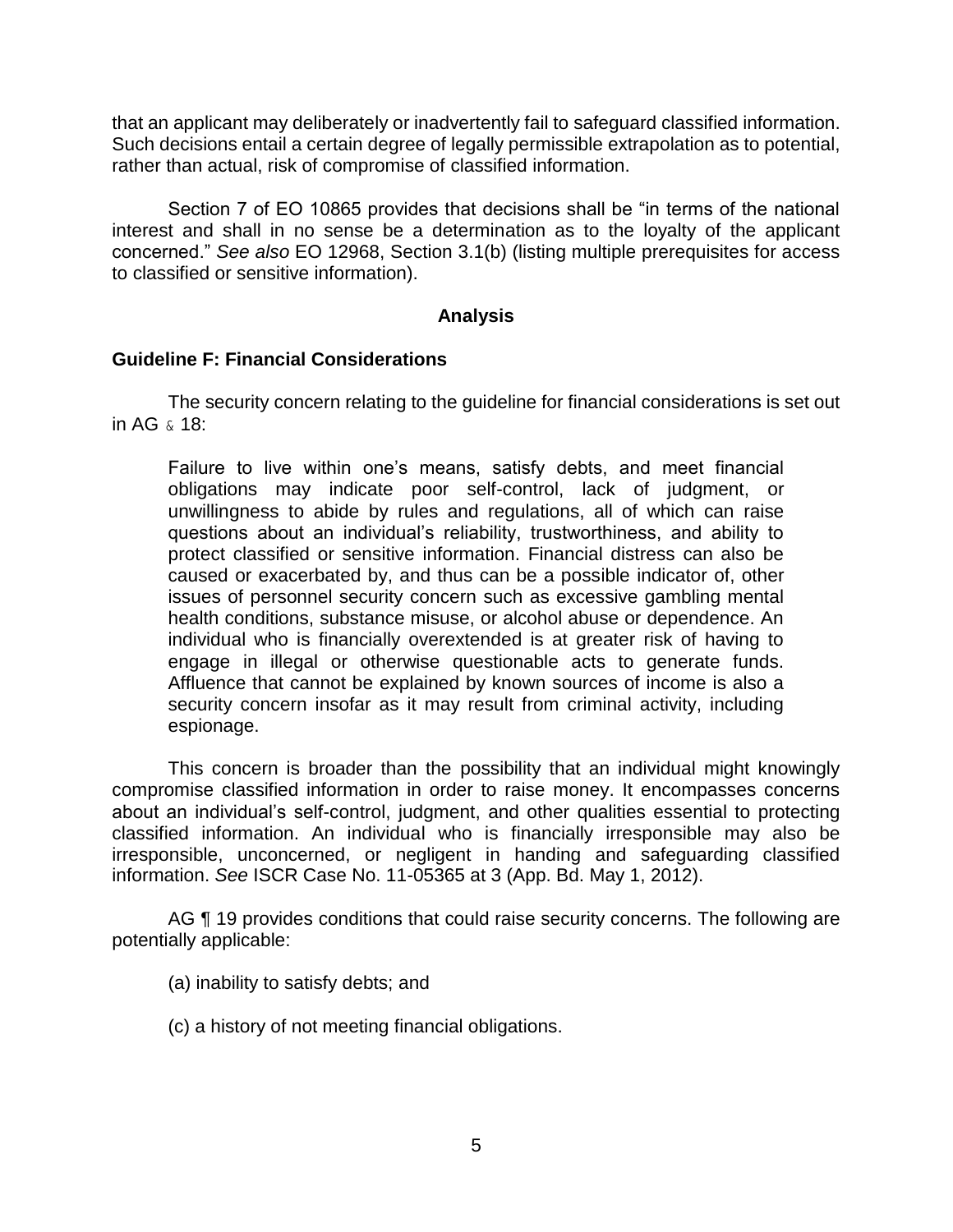that an applicant may deliberately or inadvertently fail to safeguard classified information. Such decisions entail a certain degree of legally permissible extrapolation as to potential, rather than actual, risk of compromise of classified information.

Section 7 of EO 10865 provides that decisions shall be "in terms of the national interest and shall in no sense be a determination as to the loyalty of the applicant concerned." *See also* EO 12968, Section 3.1(b) (listing multiple prerequisites for access to classified or sensitive information).

## Analysis

### Guideline F: Financial Considerations

The security concern relating to the guideline for financial considerations is set out in AG ¶ 18:

> Failure to live within one's means, satisfy debts, and meet financial obligations may indicate poor self-control, lack of judgment, or unwillingness to abide by rules and regulations, all of which can raise questions about an individual's reliability, trustworthiness, and ability to protect classified or sensitive information. Financial distress can also be caused or exacerbated by, and thus can be a possible indicator of, other issues of personnel security concern such as excessive gambling mental health conditions, substance misuse, or alcohol abuse or dependence. An individual who is financially overextended is at greater risk of having to engage in illegal or otherwise questionable acts to generate funds. Affluence that cannot be explained by known sources of income is also a security concern insofar as it may result from criminal activity, including espionage.

This concern is broader than the possibility that an individual might knowingly compromise classified information in order to raise money. It encompasses concerns about an individual's self-control, judgment, and other qualities essential to protecting classified information. An individual who is financially irresponsible may also be irresponsible, unconcerned, or negligent in handing and safeguarding classified information. *See* ISCR Case No. 11-05365 at 3 (App. Bd. May 1, 2012).

AG ¶ 19 provides conditions that could raise security concerns. The following are potentially applicable:

(a) inability to satisfy debts; and

(c) a history of not meeting financial obligations.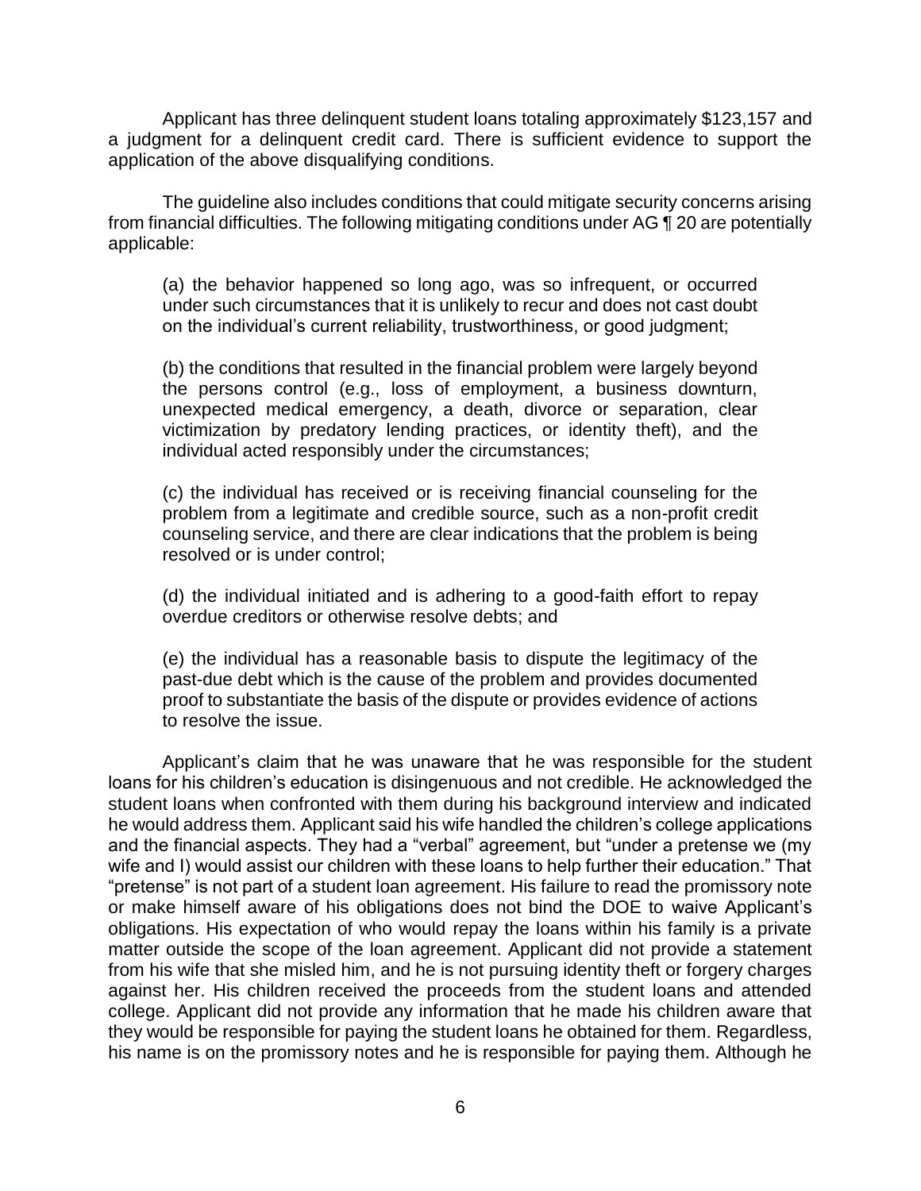Applicant has three delinquent student loans totaling approximately $123,157 and a judgment for a delinquent credit card. There is sufficient evidence to support the application of the above disqualifying conditions.

The guideline also includes conditions that could mitigate security concerns arising from financial difficulties. The following mitigating conditions under AG ¶ 20 are potentially applicable:

> (a) the behavior happened so long ago, was so infrequent, or occurred under such circumstances that it is unlikely to recur and does not cast doubt on the individual's current reliability, trustworthiness, or good judgment;
>
> (b) the conditions that resulted in the financial problem were largely beyond the persons control (e.g., loss of employment, a business downturn, unexpected medical emergency, a death, divorce or separation, clear victimization by predatory lending practices, or identity theft), and the individual acted responsibly under the circumstances;
>
> (c) the individual has received or is receiving financial counseling for the problem from a legitimate and credible source, such as a non-profit credit counseling service, and there are clear indications that the problem is being resolved or is under control;
>
> (d) the individual initiated and is adhering to a good-faith effort to repay overdue creditors or otherwise resolve debts; and
>
> (e) the individual has a reasonable basis to dispute the legitimacy of the past-due debt which is the cause of the problem and provides documented proof to substantiate the basis of the dispute or provides evidence of actions to resolve the issue.

Applicant's claim that he was unaware that he was responsible for the student loans for his children's education is disingenuous and not credible. He acknowledged the student loans when confronted with them during his background interview and indicated he would address them. Applicant said his wife handled the children's college applications and the financial aspects. They had a "verbal" agreement, but "under a pretense we (my wife and I) would assist our children with these loans to help further their education." That "pretense" is not part of a student loan agreement. His failure to read the promissory note or make himself aware of his obligations does not bind the DOE to waive Applicant's obligations. His expectation of who would repay the loans within his family is a private matter outside the scope of the loan agreement. Applicant did not provide a statement from his wife that she misled him, and he is not pursuing identity theft or forgery charges against her. His children received the proceeds from the student loans and attended college. Applicant did not provide any information that he made his children aware that they would be responsible for paying the student loans he obtained for them. Regardless, his name is on the promissory notes and he is responsible for paying them. Although he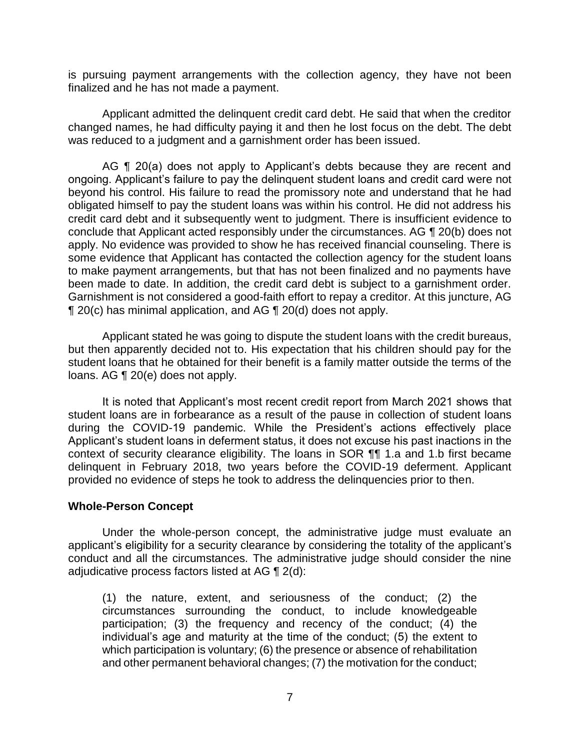is pursuing payment arrangements with the collection agency, they have not been finalized and he has not made a payment.

Applicant admitted the delinquent credit card debt. He said that when the creditor changed names, he had difficulty paying it and then he lost focus on the debt. The debt was reduced to a judgment and a garnishment order has been issued.

AG ¶ 20(a) does not apply to Applicant's debts because they are recent and ongoing. Applicant's failure to pay the delinquent student loans and credit card were not beyond his control. His failure to read the promissory note and understand that he had obligated himself to pay the student loans was within his control. He did not address his credit card debt and it subsequently went to judgment. There is insufficient evidence to conclude that Applicant acted responsibly under the circumstances. AG ¶ 20(b) does not apply. No evidence was provided to show he has received financial counseling. There is some evidence that Applicant has contacted the collection agency for the student loans to make payment arrangements, but that has not been finalized and no payments have been made to date. In addition, the credit card debt is subject to a garnishment order. Garnishment is not considered a good-faith effort to repay a creditor. At this juncture, AG ¶ 20(c) has minimal application, and AG ¶ 20(d) does not apply.

Applicant stated he was going to dispute the student loans with the credit bureaus, but then apparently decided not to. His expectation that his children should pay for the student loans that he obtained for their benefit is a family matter outside the terms of the loans. AG ¶ 20(e) does not apply.

It is noted that Applicant's most recent credit report from March 2021 shows that student loans are in forbearance as a result of the pause in collection of student loans during the COVID-19 pandemic. While the President's actions effectively place Applicant's student loans in deferment status, it does not excuse his past inactions in the context of security clearance eligibility. The loans in SOR ¶¶ 1.a and 1.b first became delinquent in February 2018, two years before the COVID-19 deferment. Applicant provided no evidence of steps he took to address the delinquencies prior to then.

## Whole-Person Concept

Under the whole-person concept, the administrative judge must evaluate an applicant's eligibility for a security clearance by considering the totality of the applicant's conduct and all the circumstances. The administrative judge should consider the nine adjudicative process factors listed at AG ¶ 2(d):

> (1) the nature, extent, and seriousness of the conduct; (2) the circumstances surrounding the conduct, to include knowledgeable participation; (3) the frequency and recency of the conduct; (4) the individual's age and maturity at the time of the conduct; (5) the extent to which participation is voluntary; (6) the presence or absence of rehabilitation and other permanent behavioral changes; (7) the motivation for the conduct;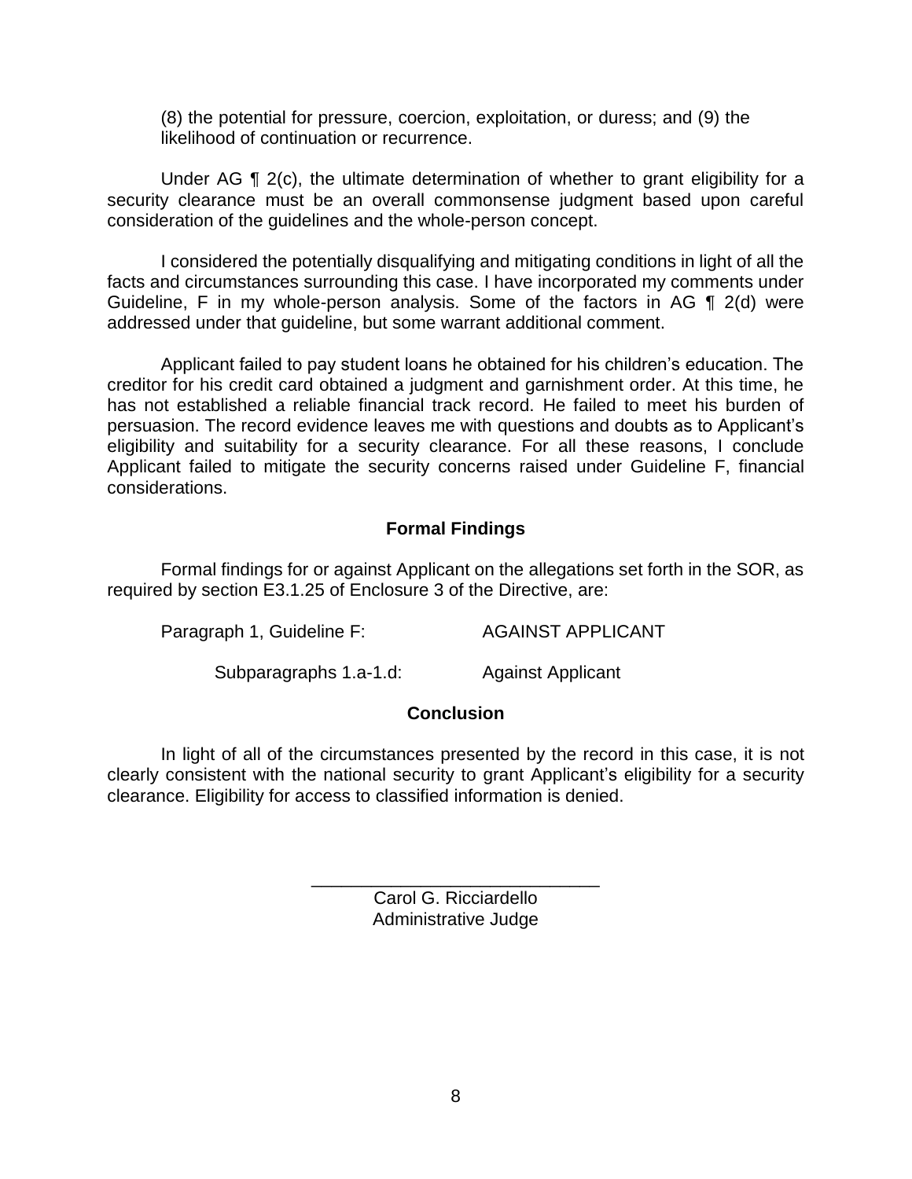(8) the potential for pressure, coercion, exploitation, or duress; and (9) the likelihood of continuation or recurrence.

Under AG ¶ 2(c), the ultimate determination of whether to grant eligibility for a security clearance must be an overall commonsense judgment based upon careful consideration of the guidelines and the whole-person concept.

I considered the potentially disqualifying and mitigating conditions in light of all the facts and circumstances surrounding this case. I have incorporated my comments under Guideline, F in my whole-person analysis. Some of the factors in AG ¶ 2(d) were addressed under that guideline, but some warrant additional comment.

Applicant failed to pay student loans he obtained for his children's education. The creditor for his credit card obtained a judgment and garnishment order. At this time, he has not established a reliable financial track record. He failed to meet his burden of persuasion. The record evidence leaves me with questions and doubts as to Applicant's eligibility and suitability for a security clearance. For all these reasons, I conclude Applicant failed to mitigate the security concerns raised under Guideline F, financial considerations.

## Formal Findings

Formal findings for or against Applicant on the allegations set forth in the SOR, as required by section E3.1.25 of Enclosure 3 of the Directive, are:

| | |
|---|---|
| Paragraph 1, Guideline F: | AGAINST APPLICANT |
| Subparagraphs 1.a-1.d: | Against Applicant |

## Conclusion

In light of all of the circumstances presented by the record in this case, it is not clearly consistent with the national security to grant Applicant's eligibility for a security clearance. Eligibility for access to classified information is denied.

\_\_\_\_\_\_\_\_\_\_\_\_\_\_\_\_\_\_\_\_\_\_\_\_\_\_\_\_\_\_

Carol G. Ricciardello
Administrative Judge